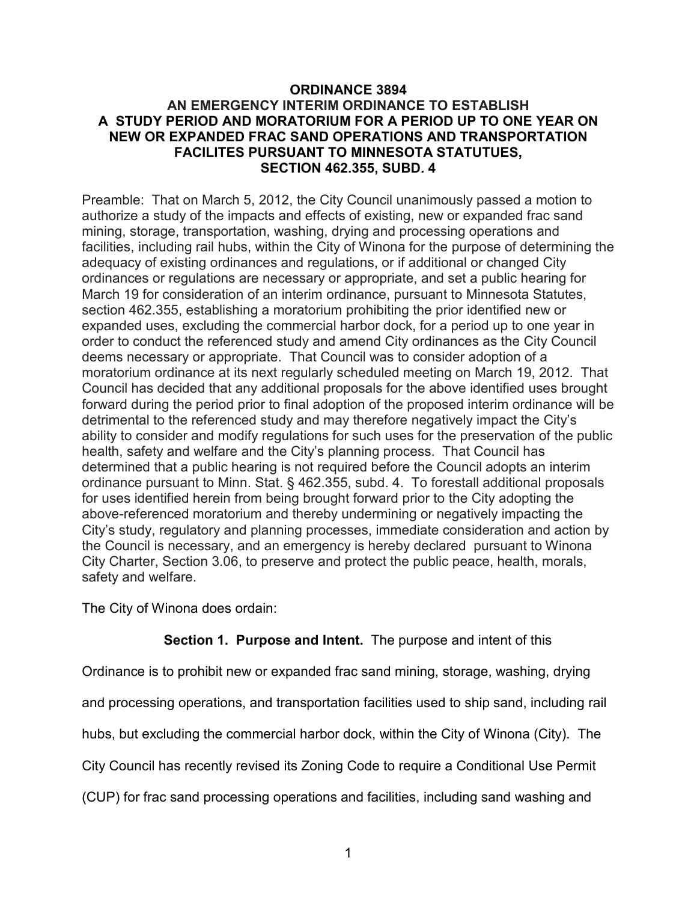# ORDINANCE 3894
## AN EMERGENCY INTERIM ORDINANCE TO ESTABLISH A STUDY PERIOD AND MORATORIUM FOR A PERIOD UP TO ONE YEAR ON NEW OR EXPANDED FRAC SAND OPERATIONS AND TRANSPORTATION FACILITES PURSUANT TO MINNESOTA STATUTUES, SECTION 462.355, SUBD. 4

Preamble: That on March 5, 2012, the City Council unanimously passed a motion to authorize a study of the impacts and effects of existing, new or expanded frac sand mining, storage, transportation, washing, drying and processing operations and facilities, including rail hubs, within the City of Winona for the purpose of determining the adequacy of existing ordinances and regulations, or if additional or changed City ordinances or regulations are necessary or appropriate, and set a public hearing for March 19 for consideration of an interim ordinance, pursuant to Minnesota Statutes, section 462.355, establishing a moratorium prohibiting the prior identified new or expanded uses, excluding the commercial harbor dock, for a period up to one year in order to conduct the referenced study and amend City ordinances as the City Council deems necessary or appropriate. That Council was to consider adoption of a moratorium ordinance at its next regularly scheduled meeting on March 19, 2012. That Council has decided that any additional proposals for the above identified uses brought forward during the period prior to final adoption of the proposed interim ordinance will be detrimental to the referenced study and may therefore negatively impact the City's ability to consider and modify regulations for such uses for the preservation of the public health, safety and welfare and the City's planning process. That Council has determined that a public hearing is not required before the Council adopts an interim ordinance pursuant to Minn. Stat. § 462.355, subd. 4. To forestall additional proposals for uses identified herein from being brought forward prior to the City adopting the above-referenced moratorium and thereby undermining or negatively impacting the City's study, regulatory and planning processes, immediate consideration and action by the Council is necessary, and an emergency is hereby declared pursuant to Winona City Charter, Section 3.06, to preserve and protect the public peace, health, morals, safety and welfare.

The City of Winona does ordain:

**Section 1. Purpose and Intent.** The purpose and intent of this Ordinance is to prohibit new or expanded frac sand mining, storage, washing, drying and processing operations, and transportation facilities used to ship sand, including rail hubs, but excluding the commercial harbor dock, within the City of Winona (City). The City Council has recently revised its Zoning Code to require a Conditional Use Permit (CUP) for frac sand processing operations and facilities, including sand washing and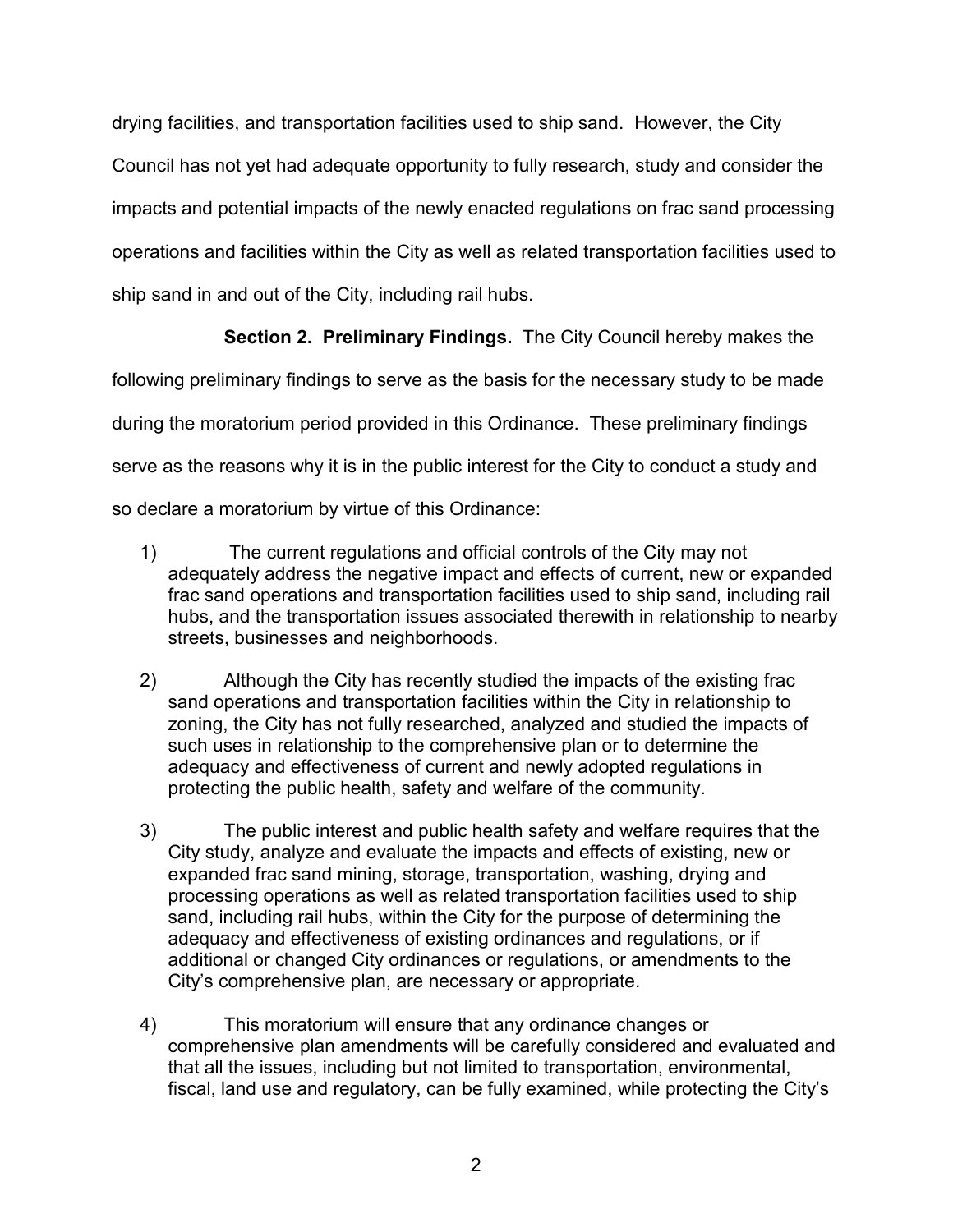drying facilities, and transportation facilities used to ship sand. However, the City Council has not yet had adequate opportunity to fully research, study and consider the impacts and potential impacts of the newly enacted regulations on frac sand processing operations and facilities within the City as well as related transportation facilities used to ship sand in and out of the City, including rail hubs.

**Section 2. Preliminary Findings.** The City Council hereby makes the following preliminary findings to serve as the basis for the necessary study to be made during the moratorium period provided in this Ordinance. These preliminary findings serve as the reasons why it is in the public interest for the City to conduct a study and so declare a moratorium by virtue of this Ordinance:

1) The current regulations and official controls of the City may not adequately address the negative impact and effects of current, new or expanded frac sand operations and transportation facilities used to ship sand, including rail hubs, and the transportation issues associated therewith in relationship to nearby streets, businesses and neighborhoods.

2) Although the City has recently studied the impacts of the existing frac sand operations and transportation facilities within the City in relationship to zoning, the City has not fully researched, analyzed and studied the impacts of such uses in relationship to the comprehensive plan or to determine the adequacy and effectiveness of current and newly adopted regulations in protecting the public health, safety and welfare of the community.

3) The public interest and public health safety and welfare requires that the City study, analyze and evaluate the impacts and effects of existing, new or expanded frac sand mining, storage, transportation, washing, drying and processing operations as well as related transportation facilities used to ship sand, including rail hubs, within the City for the purpose of determining the adequacy and effectiveness of existing ordinances and regulations, or if additional or changed City ordinances or regulations, or amendments to the City's comprehensive plan, are necessary or appropriate.

4) This moratorium will ensure that any ordinance changes or comprehensive plan amendments will be carefully considered and evaluated and that all the issues, including but not limited to transportation, environmental, fiscal, land use and regulatory, can be fully examined, while protecting the City's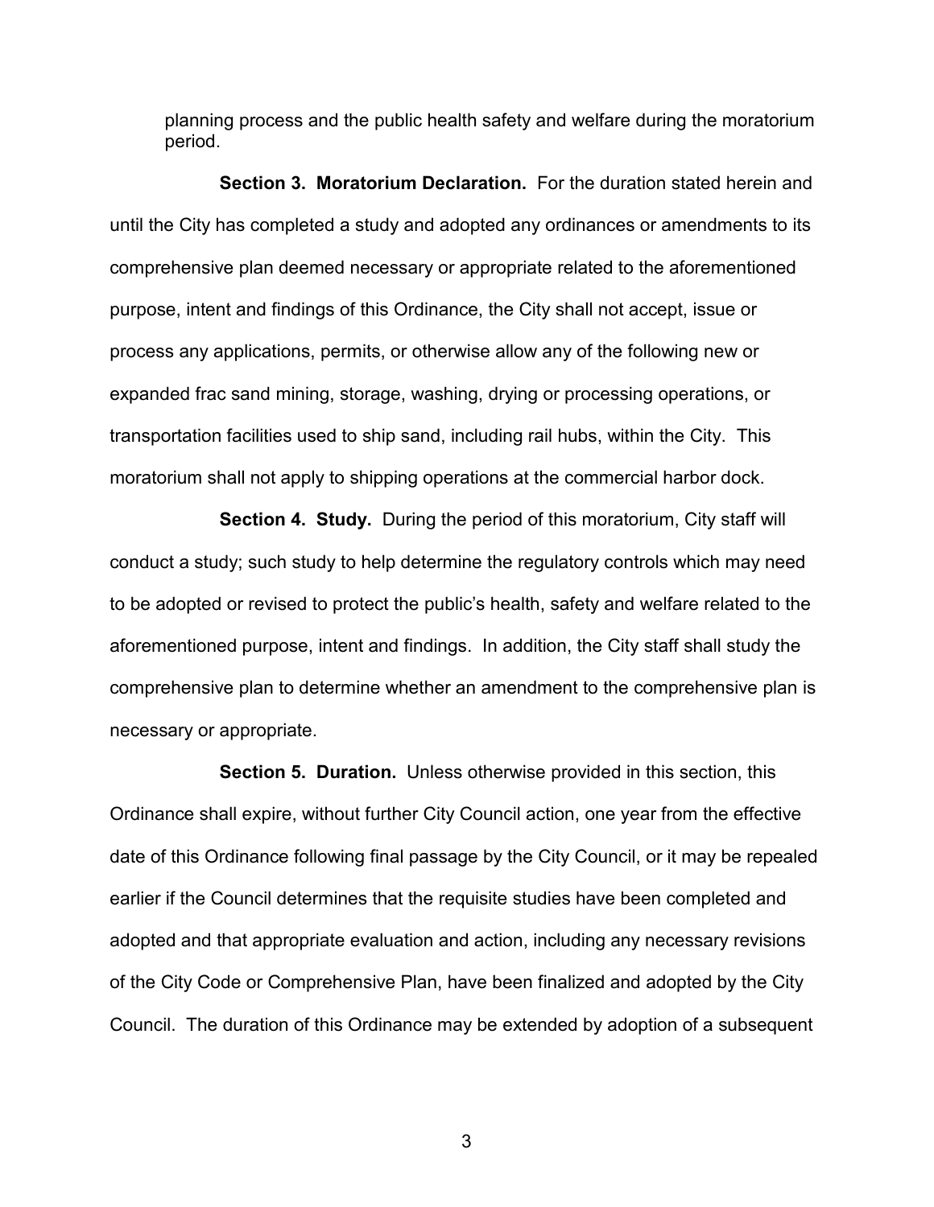planning process and the public health safety and welfare during the moratorium period.

**Section 3. Moratorium Declaration.** For the duration stated herein and until the City has completed a study and adopted any ordinances or amendments to its comprehensive plan deemed necessary or appropriate related to the aforementioned purpose, intent and findings of this Ordinance, the City shall not accept, issue or process any applications, permits, or otherwise allow any of the following new or expanded frac sand mining, storage, washing, drying or processing operations, or transportation facilities used to ship sand, including rail hubs, within the City. This moratorium shall not apply to shipping operations at the commercial harbor dock.

**Section 4. Study.** During the period of this moratorium, City staff will conduct a study; such study to help determine the regulatory controls which may need to be adopted or revised to protect the public's health, safety and welfare related to the aforementioned purpose, intent and findings. In addition, the City staff shall study the comprehensive plan to determine whether an amendment to the comprehensive plan is necessary or appropriate.

**Section 5. Duration.** Unless otherwise provided in this section, this Ordinance shall expire, without further City Council action, one year from the effective date of this Ordinance following final passage by the City Council, or it may be repealed earlier if the Council determines that the requisite studies have been completed and adopted and that appropriate evaluation and action, including any necessary revisions of the City Code or Comprehensive Plan, have been finalized and adopted by the City Council. The duration of this Ordinance may be extended by adoption of a subsequent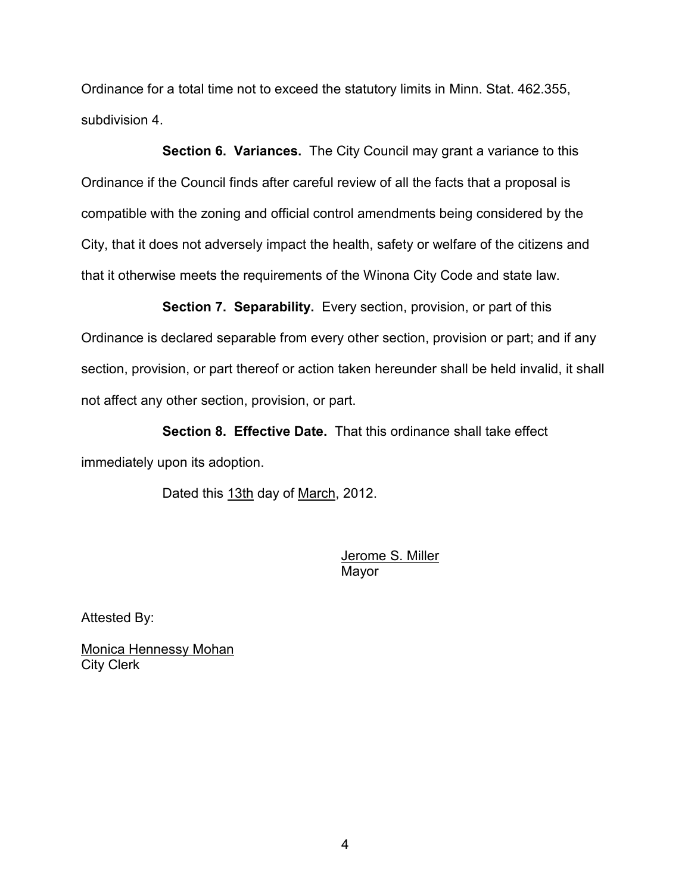Ordinance for a total time not to exceed the statutory limits in Minn. Stat. 462.355, subdivision 4.

**Section 6. Variances.** The City Council may grant a variance to this Ordinance if the Council finds after careful review of all the facts that a proposal is compatible with the zoning and official control amendments being considered by the City, that it does not adversely impact the health, safety or welfare of the citizens and that it otherwise meets the requirements of the Winona City Code and state law.

**Section 7. Separability.** Every section, provision, or part of this Ordinance is declared separable from every other section, provision or part; and if any section, provision, or part thereof or action taken hereunder shall be held invalid, it shall not affect any other section, provision, or part.

**Section 8. Effective Date.** That this ordinance shall take effect immediately upon its adoption.

Dated this 13th day of March, 2012.

Jerome S. Miller
Mayor

Attested By:

Monica Hennessy Mohan
City Clerk